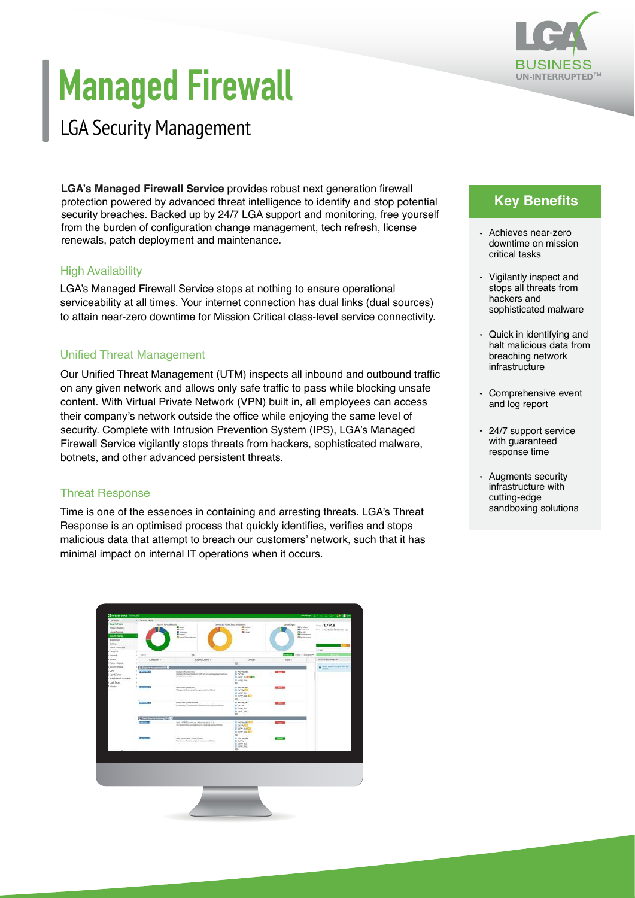# Managed Firewall

## LGA Security Management

**LGA's Managed Firewall Service** provides robust next generation firewall protection powered by advanced threat intelligence to identify and stop potential security breaches. Backed up by 24/7 LGA support and monitoring, free yourself from the burden of configuration change management, tech refresh, license renewals, patch deployment and maintenance.

### High Availability

LGA's Managed Firewall Service stops at nothing to ensure operational serviceability at all times. Your internet connection has dual links (dual sources) to attain near-zero downtime for Mission Critical class-level service connectivity.

### Unified Threat Management

Our Unified Threat Management (UTM) inspects all inbound and outbound traffic on any given network and allows only safe traffic to pass while blocking unsafe content. With Virtual Private Network (VPN) built in, all employees can access their company's network outside the office while enjoying the same level of security. Complete with Intrusion Prevention System (IPS), LGA's Managed Firewall Service vigilantly stops threats from hackers, sophisticated malware, botnets, and other advanced persistent threats.

### Threat Response

Time is one of the essences in containing and arresting threats. LGA's Threat Response is an optimised process that quickly identifies, verifies and stops malicious data that attempt to breach our customers' network, such that it has minimal impact on internal IT operations when it occurs.

## Key Benefits

- Achieves near-zero downtime on mission critical tasks
- Vigilantly inspect and stops all threats from hackers and sophisticated malware
- Quick in identifying and halt malicious data from breaching network infrastructure
- Comprehensive event and log report
- 24/7 support service with guaranteed response time
- Augments security infrastructure with cutting-edge sandboxing solutions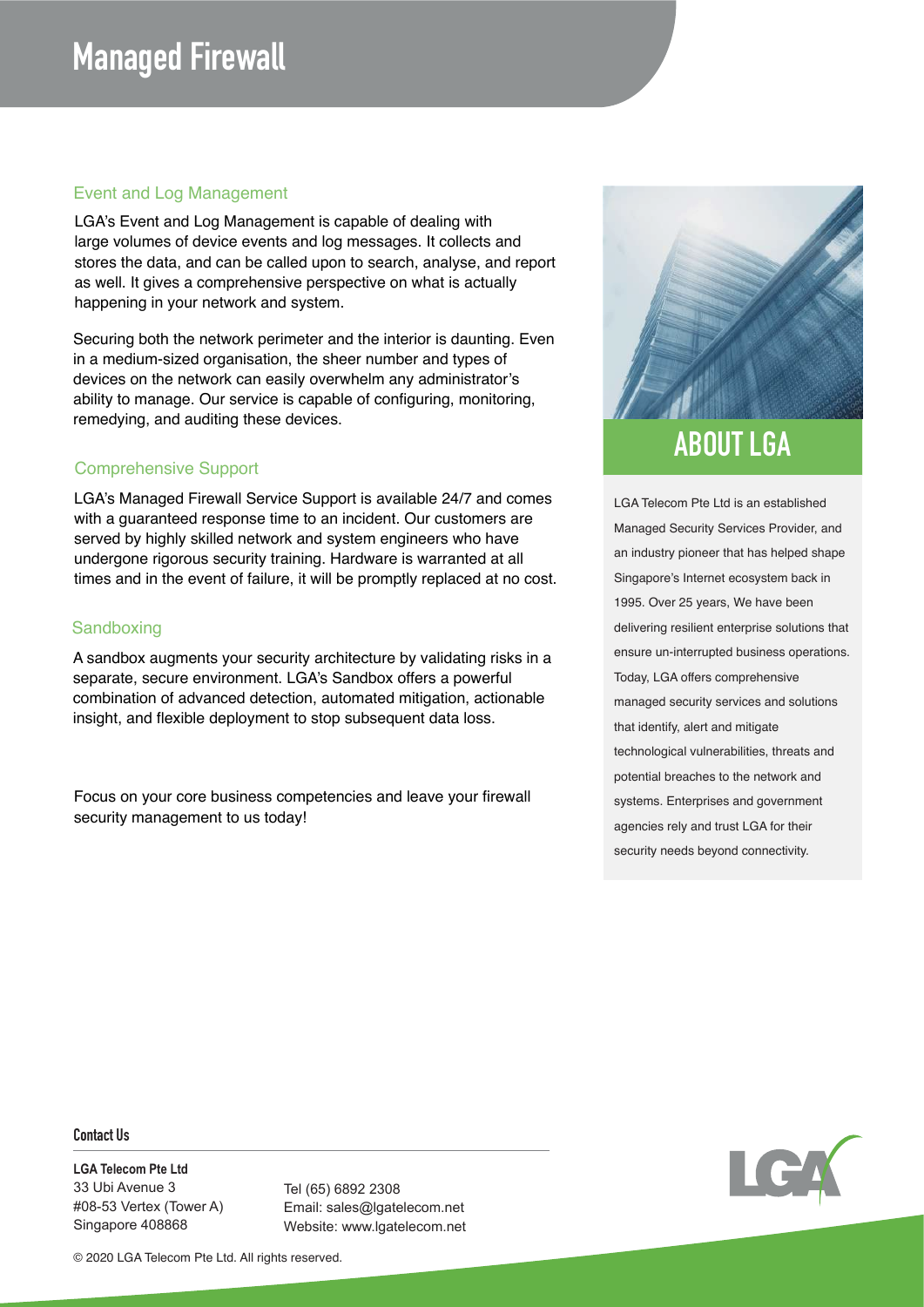# Managed Firewall

## Event and Log Management

LGA's Event and Log Management is capable of dealing with large volumes of device events and log messages. It collects and stores the data, and can be called upon to search, analyse, and report as well. It gives a comprehensive perspective on what is actually happening in your network and system.

Securing both the network perimeter and the interior is daunting. Even in a medium-sized organisation, the sheer number and types of devices on the network can easily overwhelm any administrator's ability to manage. Our service is capable of configuring, monitoring, remedying, and auditing these devices.

## Comprehensive Support

LGA's Managed Firewall Service Support is available 24/7 and comes with a guaranteed response time to an incident. Our customers are served by highly skilled network and system engineers who have undergone rigorous security training. Hardware is warranted at all times and in the event of failure, it will be promptly replaced at no cost.

## Sandboxing

A sandbox augments your security architecture by validating risks in a separate, secure environment. LGA's Sandbox offers a powerful combination of advanced detection, automated mitigation, actionable insight, and flexible deployment to stop subsequent data loss.

Focus on your core business competencies and leave your firewall security management to us today!

## ABOUT LGA

LGA Telecom Pte Ltd is an established Managed Security Services Provider, and an industry pioneer that has helped shape Singapore's Internet ecosystem back in 1995. Over 25 years, We have been delivering resilient enterprise solutions that ensure un-interrupted business operations. Today, LGA offers comprehensive managed security services and solutions that identify, alert and mitigate technological vulnerabilities, threats and potential breaches to the network and systems. Enterprises and government agencies rely and trust LGA for their security needs beyond connectivity.

### Contact Us

**LGA Telecom Pte Ltd**
33 Ubi Avenue 3
#08-53 Vertex (Tower A)
Singapore 408868

Tel (65) 6892 2308
Email: sales@lgatelecom.net
Website: www.lgatelecom.net

© 2020 LGA Telecom Pte Ltd. All rights reserved.